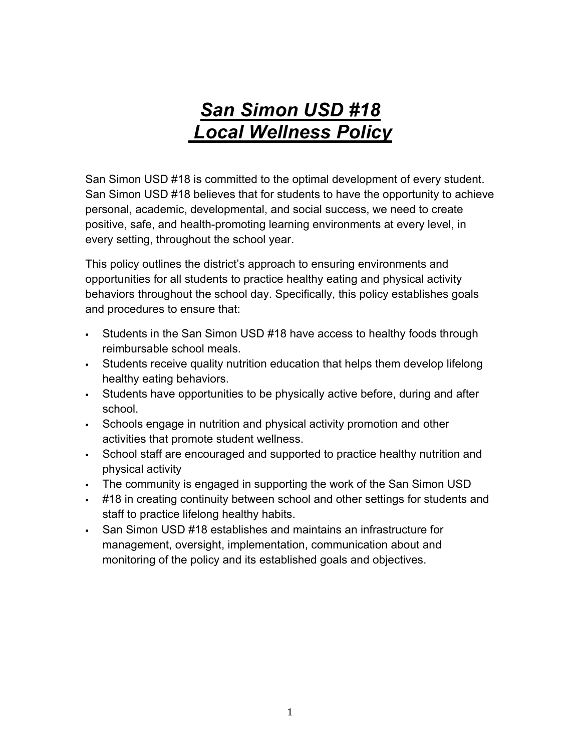# *San Simon USD #18 Local Wellness Policy*

San Simon USD #18 is committed to the optimal development of every student. San Simon USD #18 believes that for students to have the opportunity to achieve personal, academic, developmental, and social success, we need to create positive, safe, and health-promoting learning environments at every level, in every setting, throughout the school year.

This policy outlines the district's approach to ensuring environments and opportunities for all students to practice healthy eating and physical activity behaviors throughout the school day. Specifically, this policy establishes goals and procedures to ensure that:

- Students in the San Simon USD #18 have access to healthy foods through reimbursable school meals.
- Students receive quality nutrition education that helps them develop lifelong healthy eating behaviors.
- Students have opportunities to be physically active before, during and after school.
- Schools engage in nutrition and physical activity promotion and other activities that promote student wellness.
- School staff are encouraged and supported to practice healthy nutrition and physical activity
- The community is engaged in supporting the work of the San Simon USD
- #18 in creating continuity between school and other settings for students and staff to practice lifelong healthy habits.
- San Simon USD #18 establishes and maintains an infrastructure for management, oversight, implementation, communication about and monitoring of the policy and its established goals and objectives.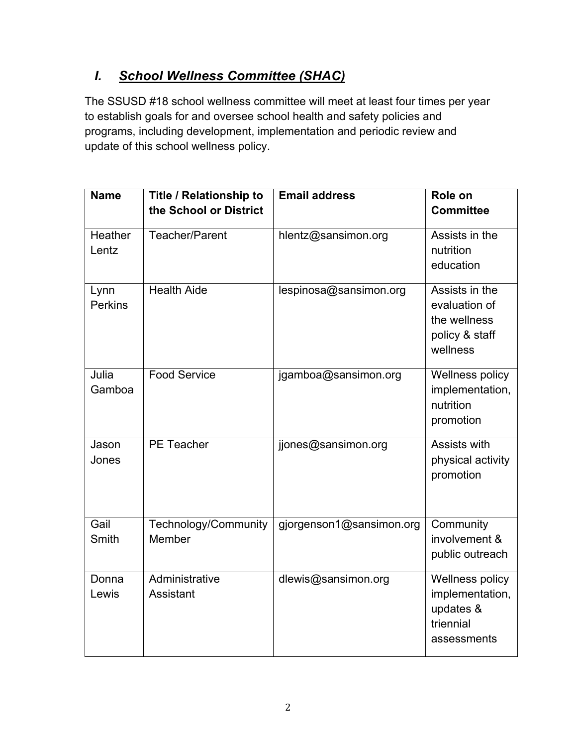## *I. School Wellness Committee (SHAC)*

The SSUSD #18 school wellness committee will meet at least four times per year to establish goals for and oversee school health and safety policies and programs, including development, implementation and periodic review and update of this school wellness policy.

| Name | Title / Relationship to the School or District | Email address | Role on Committee |
|---|---|---|---|
| Heather Lentz | Teacher/Parent | hlentz@sansimon.org | Assists in the nutrition education |
| Lynn Perkins | Health Aide | lespinosa@sansimon.org | Assists in the evaluation of the wellness policy & staff wellness |
| Julia Gamboa | Food Service | jgamboa@sansimon.org | Wellness policy implementation, nutrition promotion |
| Jason Jones | PE Teacher | jjones@sansimon.org | Assists with physical activity promotion |
| Gail Smith | Technology/Community Member | gjorgenson1@sansimon.org | Community involvement & public outreach |
| Donna Lewis | Administrative Assistant | dlewis@sansimon.org | Wellness policy implementation, updates & triennial assessments |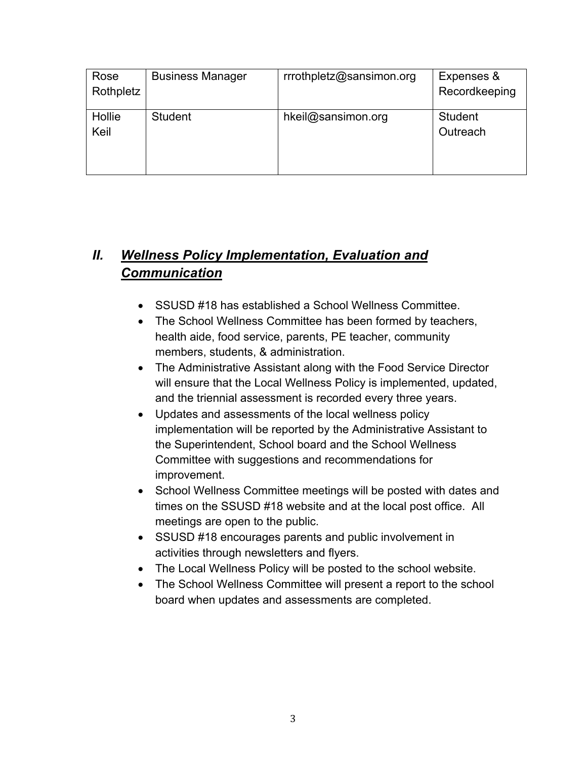| Rose Rothpletz | Business Manager | rrrothpletz@sansimon.org | Expenses & Recordkeeping |
| --- | --- | --- | --- |
| Hollie Keil | Student | hkeil@sansimon.org | Student Outreach |

## *II. Wellness Policy Implementation, Evaluation and Communication*

- SSUSD #18 has established a School Wellness Committee.
- The School Wellness Committee has been formed by teachers, health aide, food service, parents, PE teacher, community members, students, & administration.
- The Administrative Assistant along with the Food Service Director will ensure that the Local Wellness Policy is implemented, updated, and the triennial assessment is recorded every three years.
- Updates and assessments of the local wellness policy implementation will be reported by the Administrative Assistant to the Superintendent, School board and the School Wellness Committee with suggestions and recommendations for improvement.
- School Wellness Committee meetings will be posted with dates and times on the SSUSD #18 website and at the local post office. All meetings are open to the public.
- SSUSD #18 encourages parents and public involvement in activities through newsletters and flyers.
- The Local Wellness Policy will be posted to the school website.
- The School Wellness Committee will present a report to the school board when updates and assessments are completed.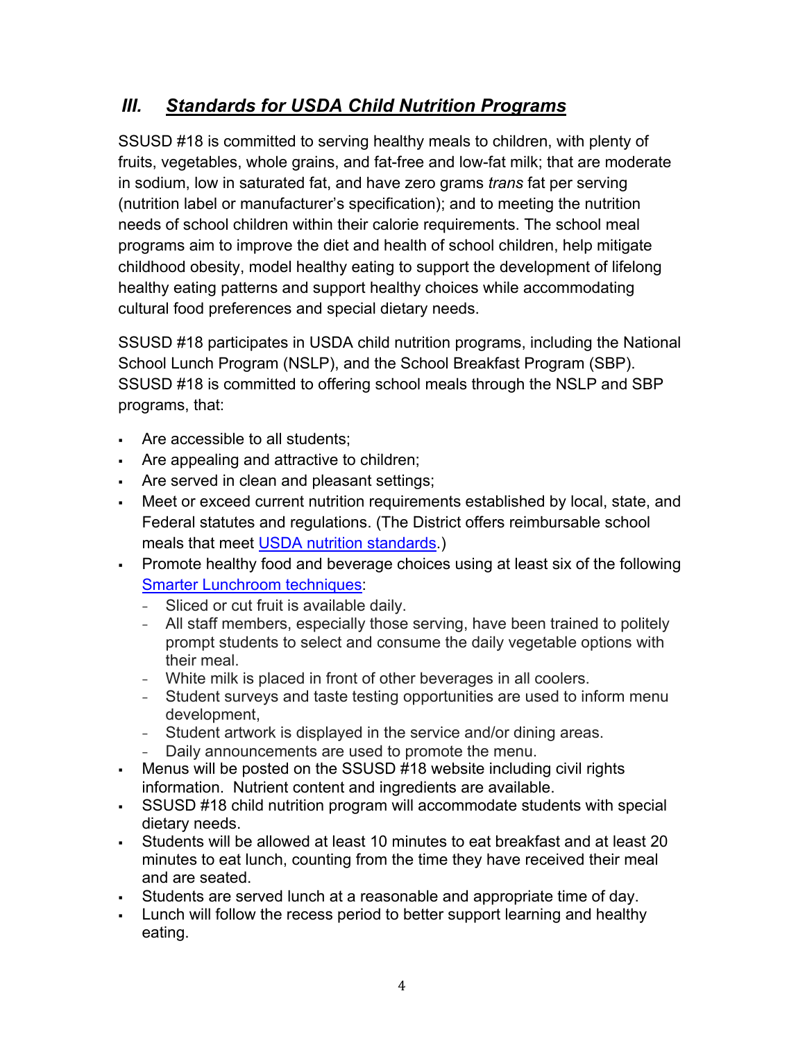## *III. Standards for USDA Child Nutrition Programs*

SSUSD #18 is committed to serving healthy meals to children, with plenty of fruits, vegetables, whole grains, and fat-free and low-fat milk; that are moderate in sodium, low in saturated fat, and have zero grams *trans* fat per serving (nutrition label or manufacturer's specification); and to meeting the nutrition needs of school children within their calorie requirements. The school meal programs aim to improve the diet and health of school children, help mitigate childhood obesity, model healthy eating to support the development of lifelong healthy eating patterns and support healthy choices while accommodating cultural food preferences and special dietary needs.

SSUSD #18 participates in USDA child nutrition programs, including the National School Lunch Program (NSLP), and the School Breakfast Program (SBP). SSUSD #18 is committed to offering school meals through the NSLP and SBP programs, that:

- Are accessible to all students;
- Are appealing and attractive to children;
- Are served in clean and pleasant settings;
- Meet or exceed current nutrition requirements established by local, state, and Federal statutes and regulations. (The District offers reimbursable school meals that meet USDA nutrition standards.)
- Promote healthy food and beverage choices using at least six of the following Smarter Lunchroom techniques:
  - Sliced or cut fruit is available daily.
  - All staff members, especially those serving, have been trained to politely prompt students to select and consume the daily vegetable options with their meal.
  - White milk is placed in front of other beverages in all coolers.
  - Student surveys and taste testing opportunities are used to inform menu development,
  - Student artwork is displayed in the service and/or dining areas.
  - Daily announcements are used to promote the menu.
- Menus will be posted on the SSUSD #18 website including civil rights information. Nutrient content and ingredients are available.
- SSUSD #18 child nutrition program will accommodate students with special dietary needs.
- Students will be allowed at least 10 minutes to eat breakfast and at least 20 minutes to eat lunch, counting from the time they have received their meal and are seated.
- Students are served lunch at a reasonable and appropriate time of day.
- Lunch will follow the recess period to better support learning and healthy eating.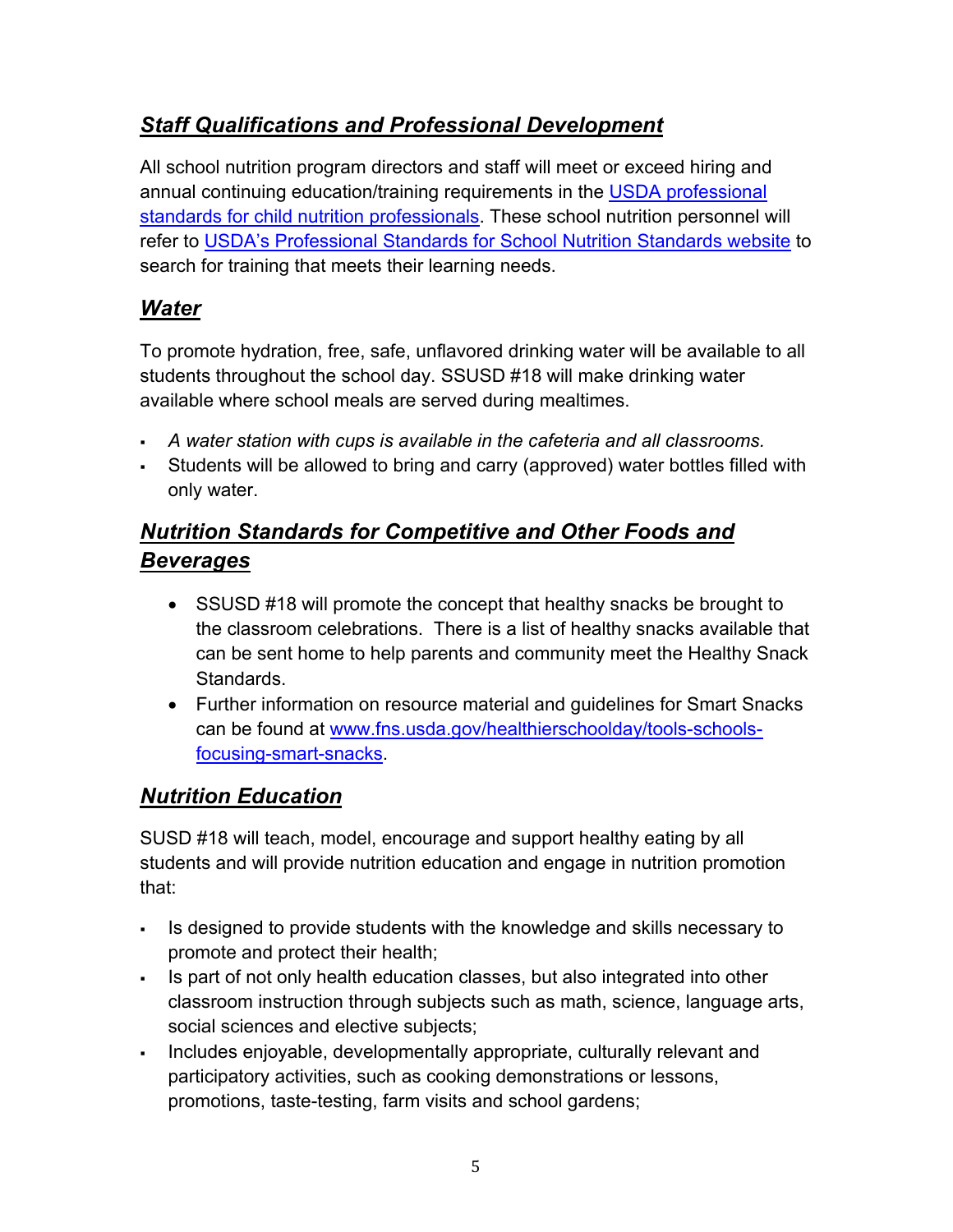## ***Staff Qualifications and Professional Development***

All school nutrition program directors and staff will meet or exceed hiring and annual continuing education/training requirements in the USDA professional standards for child nutrition professionals. These school nutrition personnel will refer to USDA's Professional Standards for School Nutrition Standards website to search for training that meets their learning needs.

## ***Water***

To promote hydration, free, safe, unflavored drinking water will be available to all students throughout the school day. SSUSD #18 will make drinking water available where school meals are served during mealtimes.

- *A water station with cups is available in the cafeteria and all classrooms.*
- Students will be allowed to bring and carry (approved) water bottles filled with only water.

## ***Nutrition Standards for Competitive and Other Foods and Beverages***

- SSUSD #18 will promote the concept that healthy snacks be brought to the classroom celebrations. There is a list of healthy snacks available that can be sent home to help parents and community meet the Healthy Snack Standards.
- Further information on resource material and guidelines for Smart Snacks can be found at www.fns.usda.gov/healthierschoolday/tools-schools-focusing-smart-snacks.

## ***Nutrition Education***

SUSD #18 will teach, model, encourage and support healthy eating by all students and will provide nutrition education and engage in nutrition promotion that:

- Is designed to provide students with the knowledge and skills necessary to promote and protect their health;
- Is part of not only health education classes, but also integrated into other classroom instruction through subjects such as math, science, language arts, social sciences and elective subjects;
- Includes enjoyable, developmentally appropriate, culturally relevant and participatory activities, such as cooking demonstrations or lessons, promotions, taste-testing, farm visits and school gardens;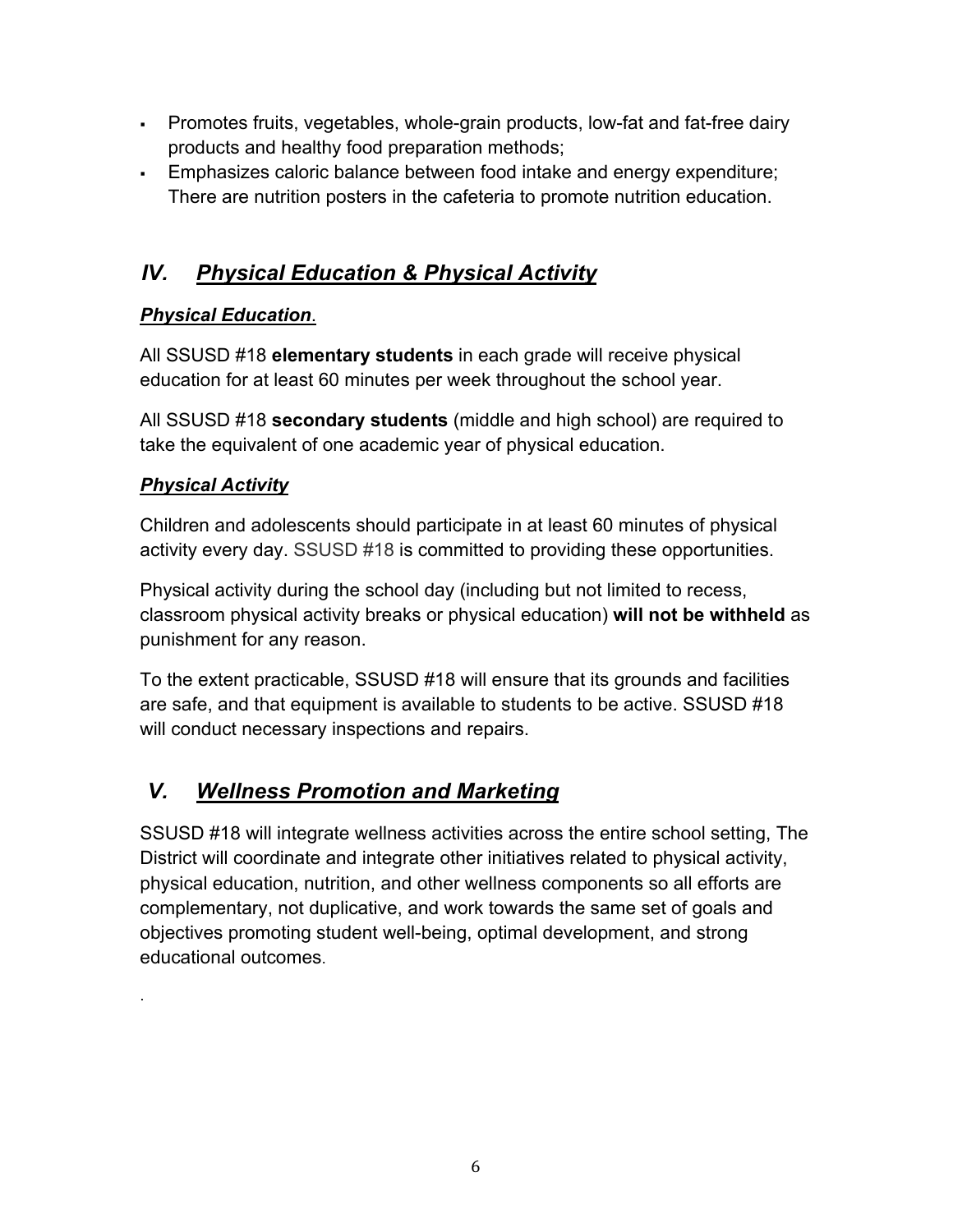- Promotes fruits, vegetables, whole-grain products, low-fat and fat-free dairy products and healthy food preparation methods;
- Emphasizes caloric balance between food intake and energy expenditure; There are nutrition posters in the cafeteria to promote nutrition education.

## *IV. Physical Education & Physical Activity*

### ***Physical Education***.

All SSUSD #18 **elementary students** in each grade will receive physical education for at least 60 minutes per week throughout the school year.

All SSUSD #18 **secondary students** (middle and high school) are required to take the equivalent of one academic year of physical education.

### ***Physical Activity***

Children and adolescents should participate in at least 60 minutes of physical activity every day. SSUSD #18 is committed to providing these opportunities.

Physical activity during the school day (including but not limited to recess, classroom physical activity breaks or physical education) **will not be withheld** as punishment for any reason.

To the extent practicable, SSUSD #18 will ensure that its grounds and facilities are safe, and that equipment is available to students to be active. SSUSD #18 will conduct necessary inspections and repairs.

## *V. Wellness Promotion and Marketing*

SSUSD #18 will integrate wellness activities across the entire school setting, The District will coordinate and integrate other initiatives related to physical activity, physical education, nutrition, and other wellness components so all efforts are complementary, not duplicative, and work towards the same set of goals and objectives promoting student well-being, optimal development, and strong educational outcomes.

.